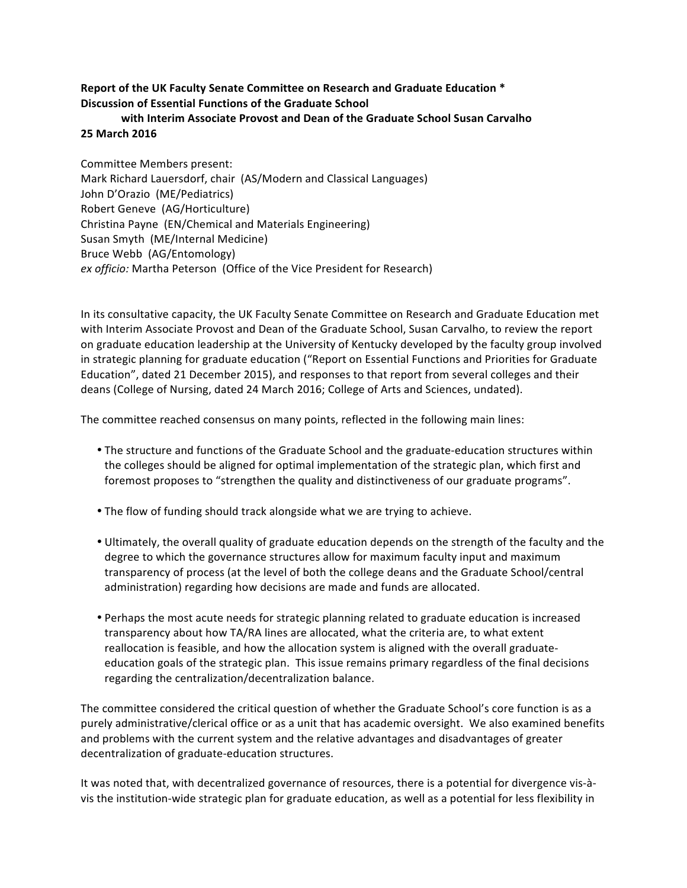**Report of the UK Faculty Senate Committee on Research and Graduate Education ***
**Discussion of Essential Functions of the Graduate School**
**with Interim Associate Provost and Dean of the Graduate School Susan Carvalho**
**25 March 2016**

Committee Members present:
Mark Richard Lauersdorf, chair (AS/Modern and Classical Languages)
John D'Orazio (ME/Pediatrics)
Robert Geneve (AG/Horticulture)
Christina Payne (EN/Chemical and Materials Engineering)
Susan Smyth (ME/Internal Medicine)
Bruce Webb (AG/Entomology)
*ex officio:* Martha Peterson (Office of the Vice President for Research)

In its consultative capacity, the UK Faculty Senate Committee on Research and Graduate Education met with Interim Associate Provost and Dean of the Graduate School, Susan Carvalho, to review the report on graduate education leadership at the University of Kentucky developed by the faculty group involved in strategic planning for graduate education ("Report on Essential Functions and Priorities for Graduate Education", dated 21 December 2015), and responses to that report from several colleges and their deans (College of Nursing, dated 24 March 2016; College of Arts and Sciences, undated).

The committee reached consensus on many points, reflected in the following main lines:

- The structure and functions of the Graduate School and the graduate-education structures within the colleges should be aligned for optimal implementation of the strategic plan, which first and foremost proposes to "strengthen the quality and distinctiveness of our graduate programs".

- The flow of funding should track alongside what we are trying to achieve.

- Ultimately, the overall quality of graduate education depends on the strength of the faculty and the degree to which the governance structures allow for maximum faculty input and maximum transparency of process (at the level of both the college deans and the Graduate School/central administration) regarding how decisions are made and funds are allocated.

- Perhaps the most acute needs for strategic planning related to graduate education is increased transparency about how TA/RA lines are allocated, what the criteria are, to what extent reallocation is feasible, and how the allocation system is aligned with the overall graduate-education goals of the strategic plan. This issue remains primary regardless of the final decisions regarding the centralization/decentralization balance.

The committee considered the critical question of whether the Graduate School's core function is as a purely administrative/clerical office or as a unit that has academic oversight. We also examined benefits and problems with the current system and the relative advantages and disadvantages of greater decentralization of graduate-education structures.

It was noted that, with decentralized governance of resources, there is a potential for divergence vis-à-vis the institution-wide strategic plan for graduate education, as well as a potential for less flexibility in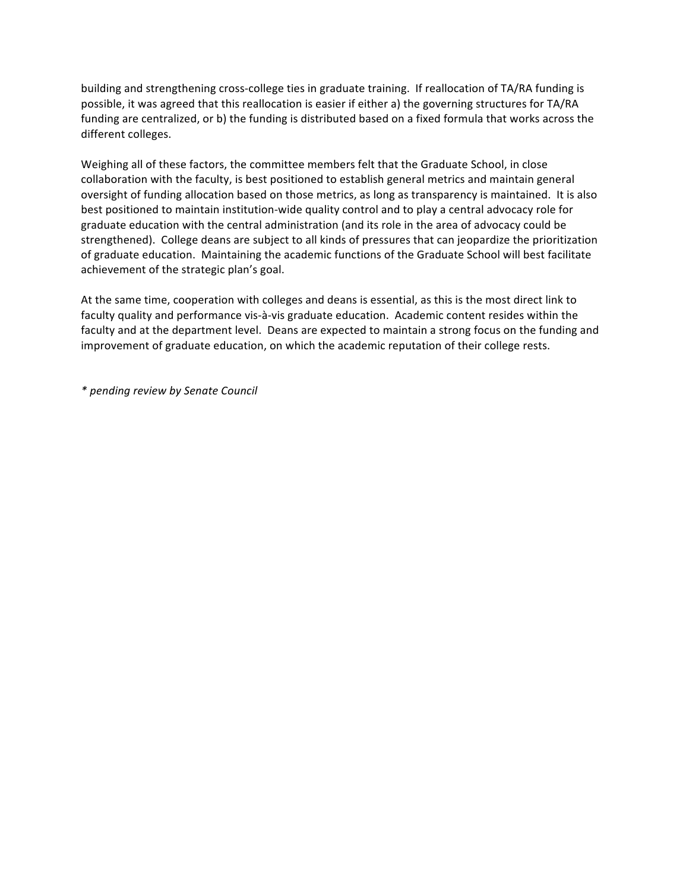building and strengthening cross-college ties in graduate training. If reallocation of TA/RA funding is possible, it was agreed that this reallocation is easier if either a) the governing structures for TA/RA funding are centralized, or b) the funding is distributed based on a fixed formula that works across the different colleges.

Weighing all of these factors, the committee members felt that the Graduate School, in close collaboration with the faculty, is best positioned to establish general metrics and maintain general oversight of funding allocation based on those metrics, as long as transparency is maintained. It is also best positioned to maintain institution-wide quality control and to play a central advocacy role for graduate education with the central administration (and its role in the area of advocacy could be strengthened). College deans are subject to all kinds of pressures that can jeopardize the prioritization of graduate education. Maintaining the academic functions of the Graduate School will best facilitate achievement of the strategic plan's goal.

At the same time, cooperation with colleges and deans is essential, as this is the most direct link to faculty quality and performance vis-à-vis graduate education. Academic content resides within the faculty and at the department level. Deans are expected to maintain a strong focus on the funding and improvement of graduate education, on which the academic reputation of their college rests.

*\* pending review by Senate Council*